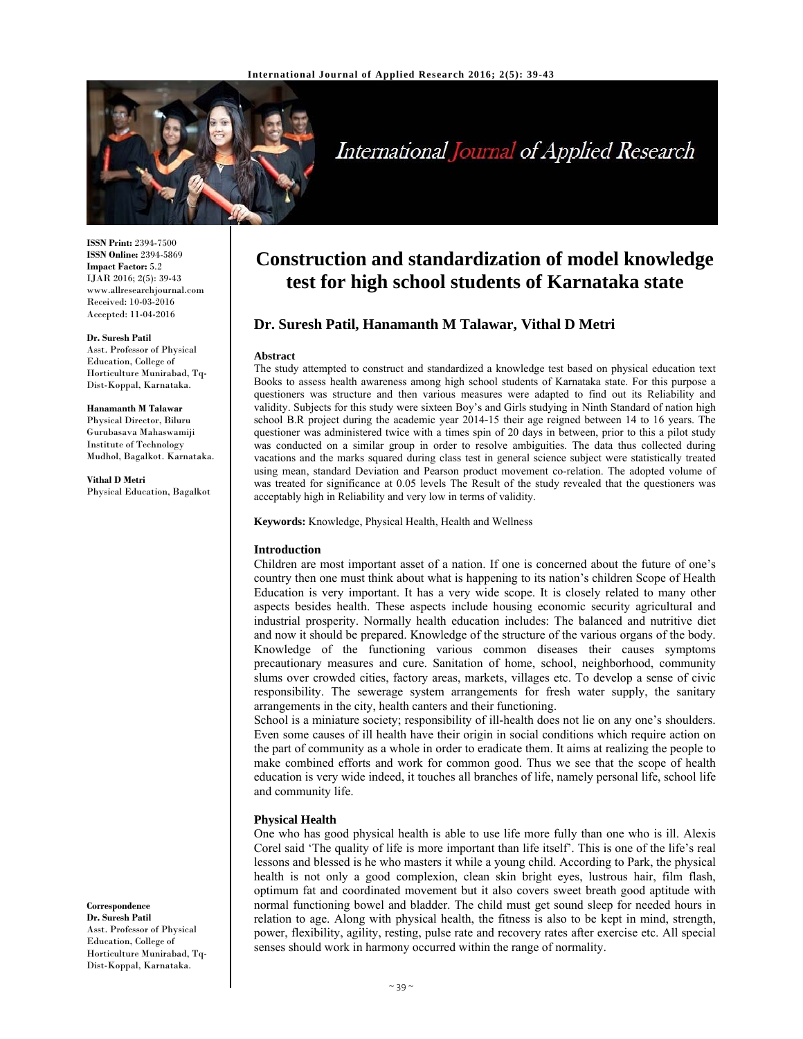**ISSN Print:** 2394-7500
**ISSN Online:** 2394-5869
**Impact Factor:** 5.2
IJAR 2016; 2(5): 39-43
www.allresearchjournal.com
Received: 10-03-2016
Accepted: 11-04-2016

**Dr. Suresh Patil**
Asst. Professor of Physical Education, College of Horticulture Munirabad, Tq-Dist-Koppal, Karnataka.

**Hanamanth M Talawar**
Physical Director, Biluru Gurubasava Mahaswamiji Institute of Technology Mudhol, Bagalkot. Karnataka.

**Vithal D Metri**
Physical Education, Bagalkot

**Correspondence**
**Dr. Suresh Patil**
Asst. Professor of Physical Education, College of Horticulture Munirabad, Tq-Dist-Koppal, Karnataka.

# Construction and standardization of model knowledge test for high school students of Karnataka state

**Dr. Suresh Patil, Hanamanth M Talawar, Vithal D Metri**

**Abstract**

The study attempted to construct and standardized a knowledge test based on physical education text Books to assess health awareness among high school students of Karnataka state. For this purpose a questioners was structure and then various measures were adapted to find out its Reliability and validity. Subjects for this study were sixteen Boy's and Girls studying in Ninth Standard of nation high school B.R project during the academic year 2014-15 their age reigned between 14 to 16 years. The questioner was administered twice with a times spin of 20 days in between, prior to this a pilot study was conducted on a similar group in order to resolve ambiguities. The data thus collected during vacations and the marks squared during class test in general science subject were statistically treated using mean, standard Deviation and Pearson product movement co-relation. The adopted volume of was treated for significance at 0.05 levels The Result of the study revealed that the questioners was acceptably high in Reliability and very low in terms of validity.

**Keywords:** Knowledge, Physical Health, Health and Wellness

## Introduction

Children are most important asset of a nation. If one is concerned about the future of one's country then one must think about what is happening to its nation's children Scope of Health Education is very important. It has a very wide scope. It is closely related to many other aspects besides health. These aspects include housing economic security agricultural and industrial prosperity. Normally health education includes: The balanced and nutritive diet and now it should be prepared. Knowledge of the structure of the various organs of the body. Knowledge of the functioning various common diseases their causes symptoms precautionary measures and cure. Sanitation of home, school, neighborhood, community slums over crowded cities, factory areas, markets, villages etc. To develop a sense of civic responsibility. The sewerage system arrangements for fresh water supply, the sanitary arrangements in the city, health canters and their functioning.

School is a miniature society; responsibility of ill-health does not lie on any one's shoulders. Even some causes of ill health have their origin in social conditions which require action on the part of community as a whole in order to eradicate them. It aims at realizing the people to make combined efforts and work for common good. Thus we see that the scope of health education is very wide indeed, it touches all branches of life, namely personal life, school life and community life.

## Physical Health

One who has good physical health is able to use life more fully than one who is ill. Alexis Corel said 'The quality of life is more important than life itself'. This is one of the life's real lessons and blessed is he who masters it while a young child. According to Park, the physical health is not only a good complexion, clean skin bright eyes, lustrous hair, film flash, optimum fat and coordinated movement but it also covers sweet breath good aptitude with normal functioning bowel and bladder. The child must get sound sleep for needed hours in relation to age. Along with physical health, the fitness is also to be kept in mind, strength, power, flexibility, agility, resting, pulse rate and recovery rates after exercise etc. All special senses should work in harmony occurred within the range of normality.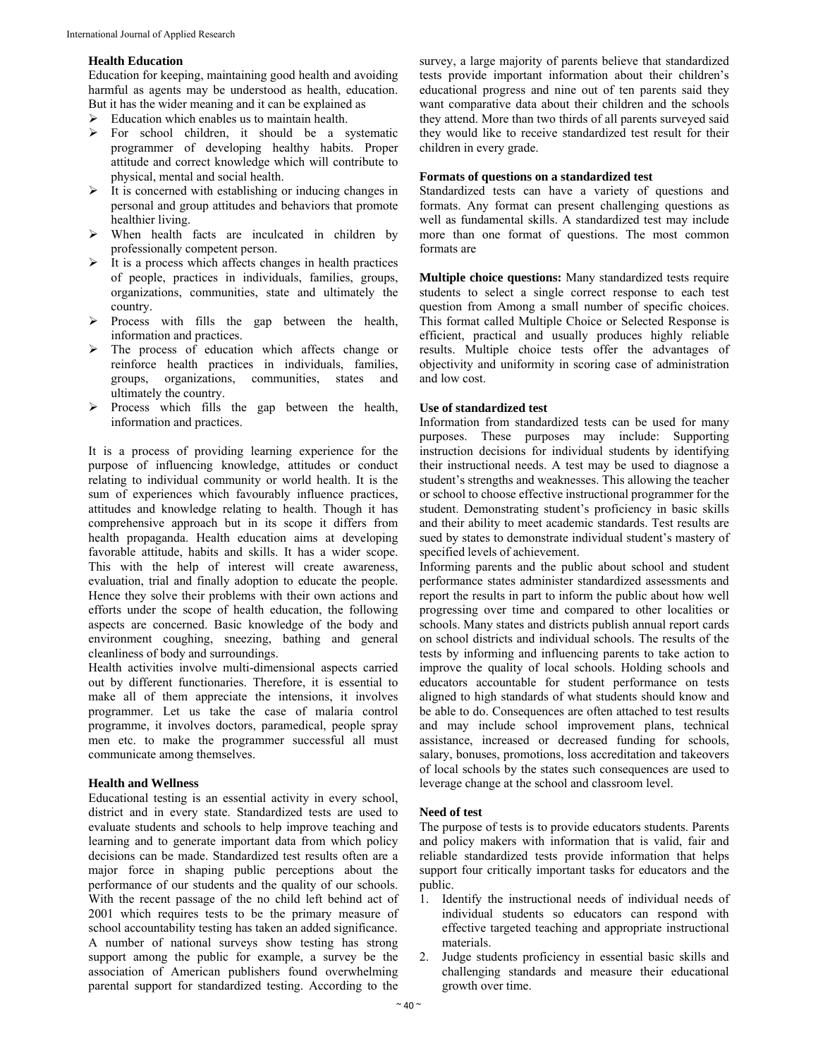### Health Education

Education for keeping, maintaining good health and avoiding harmful as agents may be understood as health, education. But it has the wider meaning and it can be explained as

- Education which enables us to maintain health.
- For school children, it should be a systematic programmer of developing healthy habits. Proper attitude and correct knowledge which will contribute to physical, mental and social health.
- It is concerned with establishing or inducing changes in personal and group attitudes and behaviors that promote healthier living.
- When health facts are inculcated in children by professionally competent person.
- It is a process which affects changes in health practices of people, practices in individuals, families, groups, organizations, communities, state and ultimately the country.
- Process with fills the gap between the health, information and practices.
- The process of education which affects change or reinforce health practices in individuals, families, groups, organizations, communities, states and ultimately the country.
- Process which fills the gap between the health, information and practices.

It is a process of providing learning experience for the purpose of influencing knowledge, attitudes or conduct relating to individual community or world health. It is the sum of experiences which favourably influence practices, attitudes and knowledge relating to health. Though it has comprehensive approach but in its scope it differs from health propaganda. Health education aims at developing favorable attitude, habits and skills. It has a wider scope. This with the help of interest will create awareness, evaluation, trial and finally adoption to educate the people. Hence they solve their problems with their own actions and efforts under the scope of health education, the following aspects are concerned. Basic knowledge of the body and environment coughing, sneezing, bathing and general cleanliness of body and surroundings.

Health activities involve multi-dimensional aspects carried out by different functionaries. Therefore, it is essential to make all of them appreciate the intensions, it involves programmer. Let us take the case of malaria control programme, it involves doctors, paramedical, people spray men etc. to make the programmer successful all must communicate among themselves.

### Health and Wellness

Educational testing is an essential activity in every school, district and in every state. Standardized tests are used to evaluate students and schools to help improve teaching and learning and to generate important data from which policy decisions can be made. Standardized test results often are a major force in shaping public perceptions about the performance of our students and the quality of our schools. With the recent passage of the no child left behind act of 2001 which requires tests to be the primary measure of school accountability testing has taken an added significance. A number of national surveys show testing has strong support among the public for example, a survey be the association of American publishers found overwhelming parental support for standardized testing. According to the survey, a large majority of parents believe that standardized tests provide important information about their children's educational progress and nine out of ten parents said they want comparative data about their children and the schools they attend. More than two thirds of all parents surveyed said they would like to receive standardized test result for their children in every grade.

### Formats of questions on a standardized test

Standardized tests can have a variety of questions and formats. Any format can present challenging questions as well as fundamental skills. A standardized test may include more than one format of questions. The most common formats are

**Multiple choice questions:** Many standardized tests require students to select a single correct response to each test question from Among a small number of specific choices. This format called Multiple Choice or Selected Response is efficient, practical and usually produces highly reliable results. Multiple choice tests offer the advantages of objectivity and uniformity in scoring case of administration and low cost.

### Use of standardized test

Information from standardized tests can be used for many purposes. These purposes may include: Supporting instruction decisions for individual students by identifying their instructional needs. A test may be used to diagnose a student's strengths and weaknesses. This allowing the teacher or school to choose effective instructional programmer for the student. Demonstrating student's proficiency in basic skills and their ability to meet academic standards. Test results are sued by states to demonstrate individual student's mastery of specified levels of achievement.

Informing parents and the public about school and student performance states administer standardized assessments and report the results in part to inform the public about how well progressing over time and compared to other localities or schools. Many states and districts publish annual report cards on school districts and individual schools. The results of the tests by informing and influencing parents to take action to improve the quality of local schools. Holding schools and educators accountable for student performance on tests aligned to high standards of what students should know and be able to do. Consequences are often attached to test results and may include school improvement plans, technical assistance, increased or decreased funding for schools, salary, bonuses, promotions, loss accreditation and takeovers of local schools by the states such consequences are used to leverage change at the school and classroom level.

### Need of test

The purpose of tests is to provide educators students. Parents and policy makers with information that is valid, fair and reliable standardized tests provide information that helps support four critically important tasks for educators and the public.

1. Identify the instructional needs of individual needs of individual students so educators can respond with effective targeted teaching and appropriate instructional materials.
2. Judge students proficiency in essential basic skills and challenging standards and measure their educational growth over time.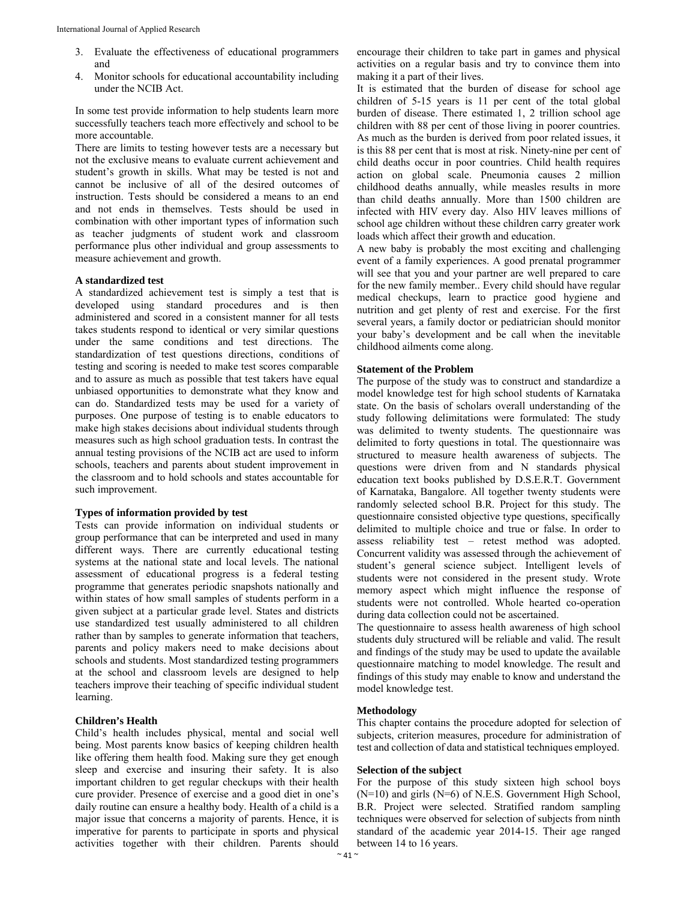3. Evaluate the effectiveness of educational programmers and
4. Monitor schools for educational accountability including under the NCIB Act.

In some test provide information to help students learn more successfully teachers teach more effectively and school to be more accountable.

There are limits to testing however tests are a necessary but not the exclusive means to evaluate current achievement and student's growth in skills. What may be tested is not and cannot be inclusive of all of the desired outcomes of instruction. Tests should be considered a means to an end and not ends in themselves. Tests should be used in combination with other important types of information such as teacher judgments of student work and classroom performance plus other individual and group assessments to measure achievement and growth.

**A standardized test**

A standardized achievement test is simply a test that is developed using standard procedures and is then administered and scored in a consistent manner for all tests takes students respond to identical or very similar questions under the same conditions and test directions. The standardization of test questions directions, conditions of testing and scoring is needed to make test scores comparable and to assure as much as possible that test takers have equal unbiased opportunities to demonstrate what they know and can do. Standardized tests may be used for a variety of purposes. One purpose of testing is to enable educators to make high stakes decisions about individual students through measures such as high school graduation tests. In contrast the annual testing provisions of the NCIB act are used to inform schools, teachers and parents about student improvement in the classroom and to hold schools and states accountable for such improvement.

**Types of information provided by test**

Tests can provide information on individual students or group performance that can be interpreted and used in many different ways. There are currently educational testing systems at the national state and local levels. The national assessment of educational progress is a federal testing programme that generates periodic snapshots nationally and within states of how small samples of students perform in a given subject at a particular grade level. States and districts use standardized test usually administered to all children rather than by samples to generate information that teachers, parents and policy makers need to make decisions about schools and students. Most standardized testing programmers at the school and classroom levels are designed to help teachers improve their teaching of specific individual student learning.

**Children's Health**

Child's health includes physical, mental and social well being. Most parents know basics of keeping children health like offering them health food. Making sure they get enough sleep and exercise and insuring their safety. It is also important children to get regular checkups with their health cure provider. Presence of exercise and a good diet in one's daily routine can ensure a healthy body. Health of a child is a major issue that concerns a majority of parents. Hence, it is imperative for parents to participate in sports and physical activities together with their children. Parents should encourage their children to take part in games and physical activities on a regular basis and try to convince them into making it a part of their lives.

It is estimated that the burden of disease for school age children of 5-15 years is 11 per cent of the total global burden of disease. There estimated 1, 2 trillion school age children with 88 per cent of those living in poorer countries. As much as the burden is derived from poor related issues, it is this 88 per cent that is most at risk. Ninety-nine per cent of child deaths occur in poor countries. Child health requires action on global scale. Pneumonia causes 2 million childhood deaths annually, while measles results in more than child deaths annually. More than 1500 children are infected with HIV every day. Also HIV leaves millions of school age children without these children carry greater work loads which affect their growth and education.

A new baby is probably the most exciting and challenging event of a family experiences. A good prenatal programmer will see that you and your partner are well prepared to care for the new family member.. Every child should have regular medical checkups, learn to practice good hygiene and nutrition and get plenty of rest and exercise. For the first several years, a family doctor or pediatrician should monitor your baby's development and be call when the inevitable childhood ailments come along.

**Statement of the Problem**

The purpose of the study was to construct and standardize a model knowledge test for high school students of Karnataka state. On the basis of scholars overall understanding of the study following delimitations were formulated: The study was delimited to twenty students. The questionnaire was delimited to forty questions in total. The questionnaire was structured to measure health awareness of subjects. The questions were driven from and N standards physical education text books published by D.S.E.R.T. Government of Karnataka, Bangalore. All together twenty students were randomly selected school B.R. Project for this study. The questionnaire consisted objective type questions, specifically delimited to multiple choice and true or false. In order to assess reliability test – retest method was adopted. Concurrent validity was assessed through the achievement of student's general science subject. Intelligent levels of students were not considered in the present study. Wrote memory aspect which might influence the response of students were not controlled. Whole hearted co-operation during data collection could not be ascertained.

The questionnaire to assess health awareness of high school students duly structured will be reliable and valid. The result and findings of the study may be used to update the available questionnaire matching to model knowledge. The result and findings of this study may enable to know and understand the model knowledge test.

**Methodology**

This chapter contains the procedure adopted for selection of subjects, criterion measures, procedure for administration of test and collection of data and statistical techniques employed.

**Selection of the subject**

For the purpose of this study sixteen high school boys (N=10) and girls (N=6) of N.E.S. Government High School, B.R. Project were selected. Stratified random sampling techniques were observed for selection of subjects from ninth standard of the academic year 2014-15. Their age ranged between 14 to 16 years.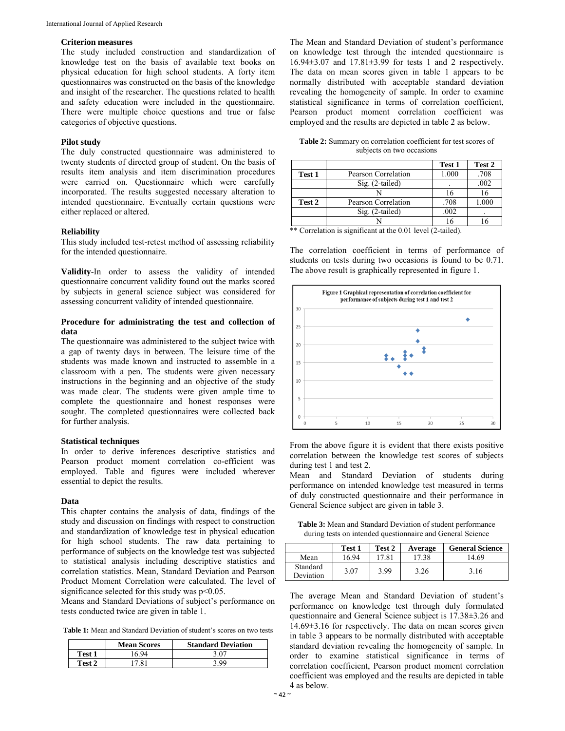### Criterion measures

The study included construction and standardization of knowledge test on the basis of available text books on physical education for high school students. A forty item questionnaires was constructed on the basis of the knowledge and insight of the researcher. The questions related to health and safety education were included in the questionnaire. There were multiple choice questions and true or false categories of objective questions.

### Pilot study

The duly constructed questionnaire was administered to twenty students of directed group of student. On the basis of results item analysis and item discrimination procedures were carried on. Questionnaire which were carefully incorporated. The results suggested necessary alteration to intended questionnaire. Eventually certain questions were either replaced or altered.

### Reliability

This study included test-retest method of assessing reliability for the intended questionnaire.

**Validity-**In order to assess the validity of intended questionnaire concurrent validity found out the marks scored by subjects in general science subject was considered for assessing concurrent validity of intended questionnaire.

### Procedure for administrating the test and collection of data

The questionnaire was administered to the subject twice with a gap of twenty days in between. The leisure time of the students was made known and instructed to assemble in a classroom with a pen. The students were given necessary instructions in the beginning and an objective of the study was made clear. The students were given ample time to complete the questionnaire and honest responses were sought. The completed questionnaires were collected back for further analysis.

### Statistical techniques

In order to derive inferences descriptive statistics and Pearson product moment correlation co-efficient was employed. Table and figures were included wherever essential to depict the results.

### Data

This chapter contains the analysis of data, findings of the study and discussion on findings with respect to construction and standardization of knowledge test in physical education for high school students. The raw data pertaining to performance of subjects on the knowledge test was subjected to statistical analysis including descriptive statistics and correlation statistics. Mean, Standard Deviation and Pearson Product Moment Correlation were calculated. The level of significance selected for this study was $p<0.05$.

Means and Standard Deviations of subject's performance on tests conducted twice are given in table 1.

**Table 1:** Mean and Standard Deviation of student's scores on two tests

| | Mean Scores | Standard Deviation |
|---|---|---|
| Test 1 | 16.94 | 3.07 |
| Test 2 | 17.81 | 3.99 |

The Mean and Standard Deviation of student's performance on knowledge test through the intended questionnaire is 16.94±3.07 and 17.81±3.99 for tests 1 and 2 respectively. The data on mean scores given in table 1 appears to be normally distributed with acceptable standard deviation revealing the homogeneity of sample. In order to examine statistical significance in terms of correlation coefficient, Pearson product moment correlation coefficient was employed and the results are depicted in table 2 as below.

**Table 2:** Summary on correlation coefficient for test scores of subjects on two occasions

| | | Test 1 | Test 2 |
|---|---|---|---|
| Test 1 | Pearson Correlation | 1.000 | .708 |
| | Sig. (2-tailed) | . | .002 |
| | N | 16 | 16 |
| Test 2 | Pearson Correlation | .708 | 1.000 |
| | Sig. (2-tailed) | .002 | . |
| | N | 16 | 16 |

** Correlation is significant at the 0.01 level (2-tailed).

The correlation coefficient in terms of performance of students on tests during two occasions is found to be 0.71. The above result is graphically represented in figure 1.

Figure 1 Graphical representation of correlation coefficient for performance of subjects during test 1 and test 2

From the above figure it is evident that there exists positive correlation between the knowledge test scores of subjects during test 1 and test 2.

Mean and Standard Deviation of students during performance on intended knowledge test measured in terms of duly constructed questionnaire and their performance in General Science subject are given in table 3.

**Table 3:** Mean and Standard Deviation of student performance during tests on intended questionnaire and General Science

| | Test 1 | Test 2 | Average | General Science |
|---|---|---|---|---|
| Mean | 16.94 | 17.81 | 17.38 | 14.69 |
| Standard Deviation | 3.07 | 3.99 | 3.26 | 3.16 |

The average Mean and Standard Deviation of student's performance on knowledge test through duly formulated questionnaire and General Science subject is 17.38±3.26 and 14.69±3.16 for respectively. The data on mean scores given in table 3 appears to be normally distributed with acceptable standard deviation revealing the homogeneity of sample. In order to examine statistical significance in terms of correlation coefficient, Pearson product moment correlation coefficient was employed and the results are depicted in table 4 as below.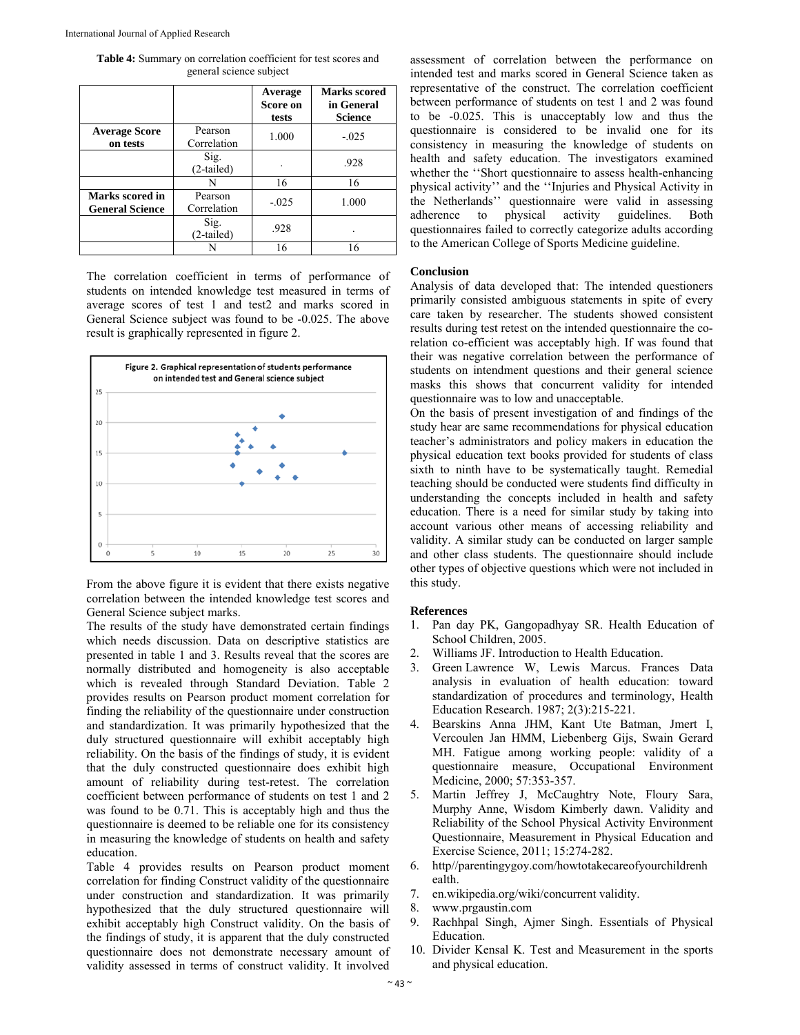**Table 4:** Summary on correlation coefficient for test scores and general science subject

| | | Average Score on tests | Marks scored in General Science |
|---|---|---|---|
| **Average Score on tests** | Pearson Correlation | 1.000 | -.025 |
| | Sig. (2-tailed) | . | .928 |
| | N | 16 | 16 |
| **Marks scored in General Science** | Pearson Correlation | -.025 | 1.000 |
| | Sig. (2-tailed) | .928 | . |
| | N | 16 | 16 |

The correlation coefficient in terms of performance of students on intended knowledge test measured in terms of average scores of test 1 and test2 and marks scored in General Science subject was found to be -0.025. The above result is graphically represented in figure 2.

Figure 2. Graphical representation of students performance on intended test and General science subject

25
20
15
10
5
0
0 5 10 15 20 25 30

From the above figure it is evident that there exists negative correlation between the intended knowledge test scores and General Science subject marks.

The results of the study have demonstrated certain findings which needs discussion. Data on descriptive statistics are presented in table 1 and 3. Results reveal that the scores are normally distributed and homogeneity is also acceptable which is revealed through Standard Deviation. Table 2 provides results on Pearson product moment correlation for finding the reliability of the questionnaire under construction and standardization. It was primarily hypothesized that the duly structured questionnaire will exhibit acceptably high reliability. On the basis of the findings of study, it is evident that the duly constructed questionnaire does exhibit high amount of reliability during test-retest. The correlation coefficient between performance of students on test 1 and 2 was found to be 0.71. This is acceptably high and thus the questionnaire is deemed to be reliable one for its consistency in measuring the knowledge of students on health and safety education.

Table 4 provides results on Pearson product moment correlation for finding Construct validity of the questionnaire under construction and standardization. It was primarily hypothesized that the duly structured questionnaire will exhibit acceptably high Construct validity. On the basis of the findings of study, it is apparent that the duly constructed questionnaire does not demonstrate necessary amount of validity assessed in terms of construct validity. It involved assessment of correlation between the performance on intended test and marks scored in General Science taken as representative of the construct. The correlation coefficient between performance of students on test 1 and 2 was found to be -0.025. This is unacceptably low and thus the questionnaire is considered to be invalid one for its consistency in measuring the knowledge of students on health and safety education. The investigators examined whether the ''Short questionnaire to assess health-enhancing physical activity'' and the ''Injuries and Physical Activity in the Netherlands'' questionnaire were valid in assessing adherence to physical activity guidelines. Both questionnaires failed to correctly categorize adults according to the American College of Sports Medicine guideline.

## Conclusion

Analysis of data developed that: The intended questioners primarily consisted ambiguous statements in spite of every care taken by researcher. The students showed consistent results during test retest on the intended questionnaire the co-relation co-efficient was acceptably high. If was found that their was negative correlation between the performance of students on intendment questions and their general science masks this shows that concurrent validity for intended questionnaire was to low and unacceptable.

On the basis of present investigation of and findings of the study hear are same recommendations for physical education teacher's administrators and policy makers in education the physical education text books provided for students of class sixth to ninth have to be systematically taught. Remedial teaching should be conducted were students find difficulty in understanding the concepts included in health and safety education. There is a need for similar study by taking into account various other means of accessing reliability and validity. A similar study can be conducted on larger sample and other class students. The questionnaire should include other types of objective questions which were not included in this study.

## References

1. Pan day PK, Gangopadhyay SR. Health Education of School Children, 2005.
2. Williams JF. Introduction to Health Education.
3. Green Lawrence W, Lewis Marcus. Frances Data analysis in evaluation of health education: toward standardization of procedures and terminology, Health Education Research. 1987; 2(3):215-221.
4. Bearskins Anna JHM, Kant Ute Batman, Jmert I, Vercoulen Jan HMM, Liebenberg Gijs, Swain Gerard MH. Fatigue among working people: validity of a questionnaire measure, Occupational Environment Medicine, 2000; 57:353-357.
5. Martin Jeffrey J, McCaughtry Note, Floury Sara, Murphy Anne, Wisdom Kimberly dawn. Validity and Reliability of the School Physical Activity Environment Questionnaire, Measurement in Physical Education and Exercise Science, 2011; 15:274-282.
6. http//parentingygoy.com/howtotakecareofyourchildrenhealth.
7. en.wikipedia.org/wiki/concurrent validity.
8. www.prgaustin.com
9. Rachhpal Singh, Ajmer Singh. Essentials of Physical Education.
10. Divider Kensal K. Test and Measurement in the sports and physical education.